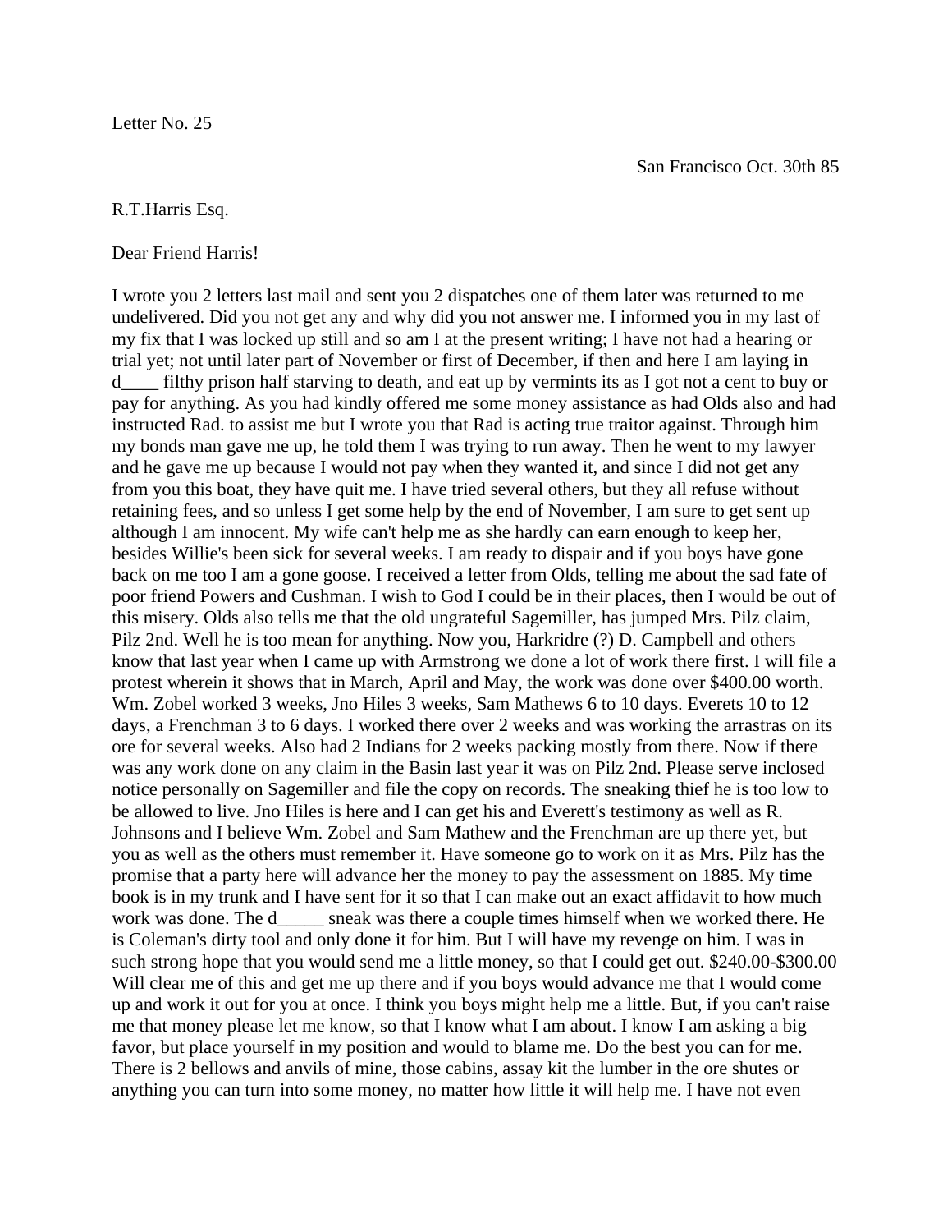Letter No. 25

San Francisco Oct. 30th 85

R.T.Harris Esq.

Dear Friend Harris!

I wrote you 2 letters last mail and sent you 2 dispatches one of them later was returned to me undelivered. Did you not get any and why did you not answer me. I informed you in my last of my fix that I was locked up still and so am I at the present writing; I have not had a hearing or trial yet; not until later part of November or first of December, if then and here I am laying in d____ filthy prison half starving to death, and eat up by vermints its as I got not a cent to buy or pay for anything. As you had kindly offered me some money assistance as had Olds also and had instructed Rad. to assist me but I wrote you that Rad is acting true traitor against. Through him my bonds man gave me up, he told them I was trying to run away. Then he went to my lawyer and he gave me up because I would not pay when they wanted it, and since I did not get any from you this boat, they have quit me. I have tried several others, but they all refuse without retaining fees, and so unless I get some help by the end of November, I am sure to get sent up although I am innocent. My wife can't help me as she hardly can earn enough to keep her, besides Willie's been sick for several weeks. I am ready to dispair and if you boys have gone back on me too I am a gone goose. I received a letter from Olds, telling me about the sad fate of poor friend Powers and Cushman. I wish to God I could be in their places, then I would be out of this misery. Olds also tells me that the old ungrateful Sagemiller, has jumped Mrs. Pilz claim, Pilz 2nd. Well he is too mean for anything. Now you, Harkridre (?) D. Campbell and others know that last year when I came up with Armstrong we done a lot of work there first. I will file a protest wherein it shows that in March, April and May, the work was done over $400.00 worth. Wm. Zobel worked 3 weeks, Jno Hiles 3 weeks, Sam Mathews 6 to 10 days. Everets 10 to 12 days, a Frenchman 3 to 6 days. I worked there over 2 weeks and was working the arrastras on its ore for several weeks. Also had 2 Indians for 2 weeks packing mostly from there. Now if there was any work done on any claim in the Basin last year it was on Pilz 2nd. Please serve inclosed notice personally on Sagemiller and file the copy on records. The sneaking thief he is too low to be allowed to live. Jno Hiles is here and I can get his and Everett's testimony as well as R. Johnsons and I believe Wm. Zobel and Sam Mathew and the Frenchman are up there yet, but you as well as the others must remember it. Have someone go to work on it as Mrs. Pilz has the promise that a party here will advance her the money to pay the assessment on 1885. My time book is in my trunk and I have sent for it so that I can make out an exact affidavit to how much work was done. The d_____ sneak was there a couple times himself when we worked there. He is Coleman's dirty tool and only done it for him. But I will have my revenge on him. I was in such strong hope that you would send me a little money, so that I could get out. $240.00-$300.00 Will clear me of this and get me up there and if you boys would advance me that I would come up and work it out for you at once. I think you boys might help me a little. But, if you can't raise me that money please let me know, so that I know what I am about. I know I am asking a big favor, but place yourself in my position and would to blame me. Do the best you can for me. There is 2 bellows and anvils of mine, those cabins, assay kit the lumber in the ore shutes or anything you can turn into some money, no matter how little it will help me. I have not even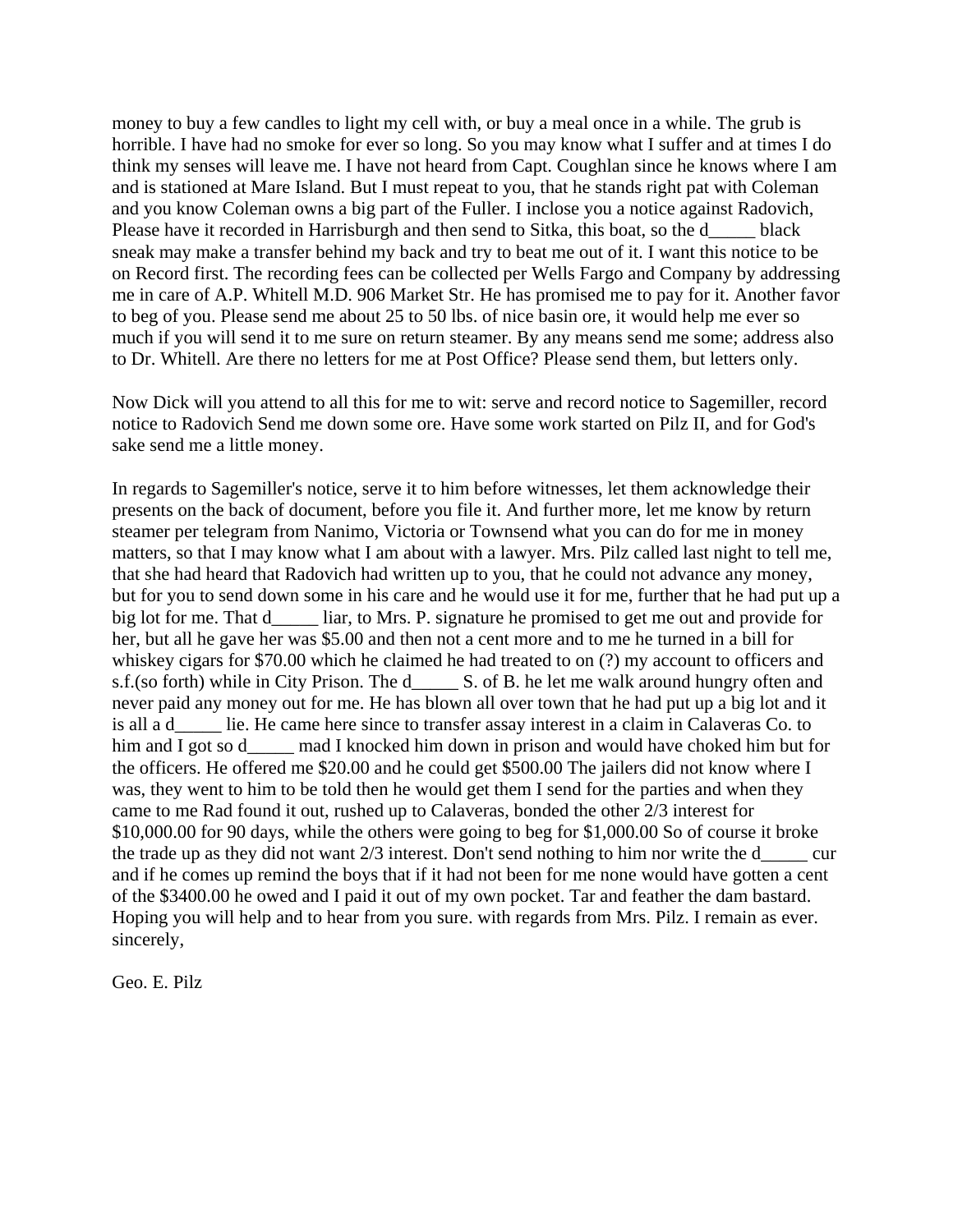money to buy a few candles to light my cell with, or buy a meal once in a while. The grub is horrible. I have had no smoke for ever so long. So you may know what I suffer and at times I do think my senses will leave me. I have not heard from Capt. Coughlan since he knows where I am and is stationed at Mare Island. But I must repeat to you, that he stands right pat with Coleman and you know Coleman owns a big part of the Fuller. I inclose you a notice against Radovich, Please have it recorded in Harrisburgh and then send to Sitka, this boat, so the d_____ black sneak may make a transfer behind my back and try to beat me out of it. I want this notice to be on Record first. The recording fees can be collected per Wells Fargo and Company by addressing me in care of A.P. Whitell M.D. 906 Market Str. He has promised me to pay for it. Another favor to beg of you. Please send me about 25 to 50 lbs. of nice basin ore, it would help me ever so much if you will send it to me sure on return steamer. By any means send me some; address also to Dr. Whitell. Are there no letters for me at Post Office? Please send them, but letters only.

Now Dick will you attend to all this for me to wit: serve and record notice to Sagemiller, record notice to Radovich Send me down some ore. Have some work started on Pilz II, and for God's sake send me a little money.

In regards to Sagemiller's notice, serve it to him before witnesses, let them acknowledge their presents on the back of document, before you file it. And further more, let me know by return steamer per telegram from Nanimo, Victoria or Townsend what you can do for me in money matters, so that I may know what I am about with a lawyer. Mrs. Pilz called last night to tell me, that she had heard that Radovich had written up to you, that he could not advance any money, but for you to send down some in his care and he would use it for me, further that he had put up a big lot for me. That d_____ liar, to Mrs. P. signature he promised to get me out and provide for her, but all he gave her was $5.00 and then not a cent more and to me he turned in a bill for whiskey cigars for $70.00 which he claimed he had treated to on (?) my account to officers and s.f.(so forth) while in City Prison. The d_____ S. of B. he let me walk around hungry often and never paid any money out for me. He has blown all over town that he had put up a big lot and it is all a d_____ lie. He came here since to transfer assay interest in a claim in Calaveras Co. to him and I got so d_____ mad I knocked him down in prison and would have choked him but for the officers. He offered me $20.00 and he could get $500.00 The jailers did not know where I was, they went to him to be told then he would get them I send for the parties and when they came to me Rad found it out, rushed up to Calaveras, bonded the other 2/3 interest for $10,000.00 for 90 days, while the others were going to beg for $1,000.00 So of course it broke the trade up as they did not want 2/3 interest. Don't send nothing to him nor write the d_____ cur and if he comes up remind the boys that if it had not been for me none would have gotten a cent of the $3400.00 he owed and I paid it out of my own pocket. Tar and feather the dam bastard. Hoping you will help and to hear from you sure. with regards from Mrs. Pilz. I remain as ever. sincerely,

Geo. E. Pilz